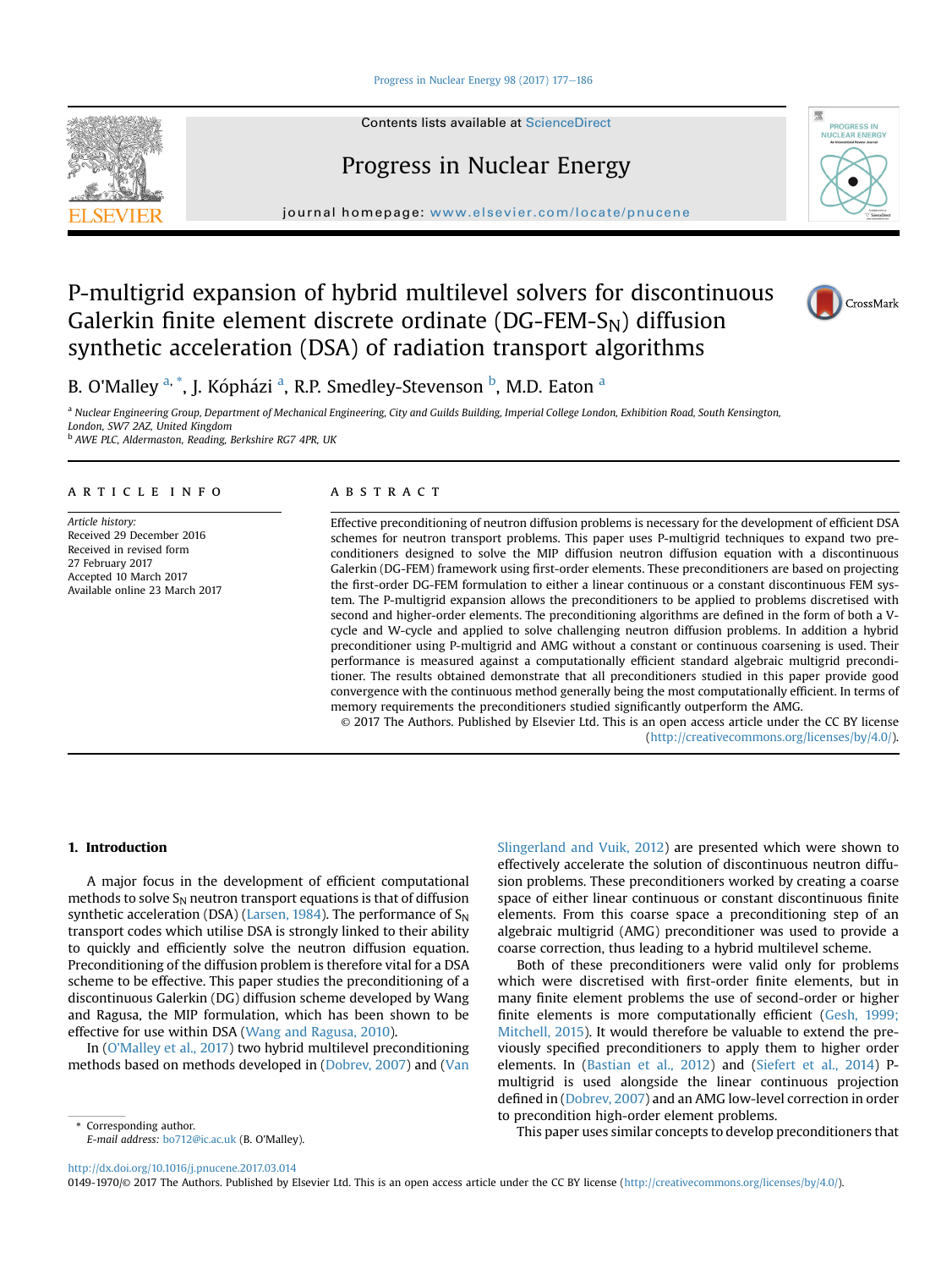# P-multigrid expansion of hybrid multilevel solvers for discontinuous Galerkin finite element discrete ordinate (DG-FEM-$S_N$) diffusion synthetic acceleration (DSA) of radiation transport algorithms

B. O'Malley [a,*], J. Kópházi [a], R.P. Smedley-Stevenson [b], M.D. Eaton [a]

[a] Nuclear Engineering Group, Department of Mechanical Engineering, City and Guilds Building, Imperial College London, Exhibition Road, South Kensington, London, SW7 2AZ, United Kingdom

[b] AWE PLC, Aldermaston, Reading, Berkshire RG7 4PR, UK

## ARTICLE INFO

*Article history:*
Received 29 December 2016
Received in revised form
27 February 2017
Accepted 10 March 2017
Available online 23 March 2017

## ABSTRACT

Effective preconditioning of neutron diffusion problems is necessary for the development of efficient DSA schemes for neutron transport problems. This paper uses P-multigrid techniques to expand two preconditioners designed to solve the MIP diffusion neutron diffusion equation with a discontinuous Galerkin (DG-FEM) framework using first-order elements. These preconditioners are based on projecting the first-order DG-FEM formulation to either a linear continuous or a constant discontinuous FEM system. The P-multigrid expansion allows the preconditioners to be applied to problems discretised with second and higher-order elements. The preconditioning algorithms are defined in the form of both a V-cycle and W-cycle and applied to solve challenging neutron diffusion problems. In addition a hybrid preconditioner using P-multigrid and AMG without a constant or continuous coarsening is used. Their performance is measured against a computationally efficient standard algebraic multigrid preconditioner. The results obtained demonstrate that all preconditioners studied in this paper provide good convergence with the continuous method generally being the most computationally efficient. In terms of memory requirements the preconditioners studied significantly outperform the AMG.

© 2017 The Authors. Published by Elsevier Ltd. This is an open access article under the CC BY license (http://creativecommons.org/licenses/by/4.0/).

## 1. Introduction

A major focus in the development of efficient computational methods to solve $S_N$ neutron transport equations is that of diffusion synthetic acceleration (DSA) (Larsen, 1984). The performance of $S_N$ transport codes which utilise DSA is strongly linked to their ability to quickly and efficiently solve the neutron diffusion equation. Preconditioning of the diffusion problem is therefore vital for a DSA scheme to be effective. This paper studies the preconditioning of a discontinuous Galerkin (DG) diffusion scheme developed by Wang and Ragusa, the MIP formulation, which has been shown to be effective for use within DSA (Wang and Ragusa, 2010).

In (O'Malley et al., 2017) two hybrid multilevel preconditioning methods based on methods developed in (Dobrev, 2007) and (Van Slingerland and Vuik, 2012) are presented which were shown to effectively accelerate the solution of discontinuous neutron diffusion problems. These preconditioners worked by creating a coarse space of either linear continuous or constant discontinuous finite elements. From this coarse space a preconditioning step of an algebraic multigrid (AMG) preconditioner was used to provide a coarse correction, thus leading to a hybrid multilevel scheme.

Both of these preconditioners were valid only for problems which were discretised with first-order finite elements, but in many finite element problems the use of second-order or higher finite elements is more computationally efficient (Gesh, 1999; Mitchell, 2015). It would therefore be valuable to extend the previously specified preconditioners to apply them to higher order elements. In (Bastian et al., 2012) and (Siefert et al., 2014) P-multigrid is used alongside the linear continuous projection defined in (Dobrev, 2007) and an AMG low-level correction in order to precondition high-order element problems.

This paper uses similar concepts to develop preconditioners that

\* Corresponding author.
*E-mail address:* bo712@ic.ac.uk (B. O'Malley).

http://dx.doi.org/10.1016/j.pnucene.2017.03.014
0149-1970/© 2017 The Authors. Published by Elsevier Ltd. This is an open access article under the CC BY license (http://creativecommons.org/licenses/by/4.0/).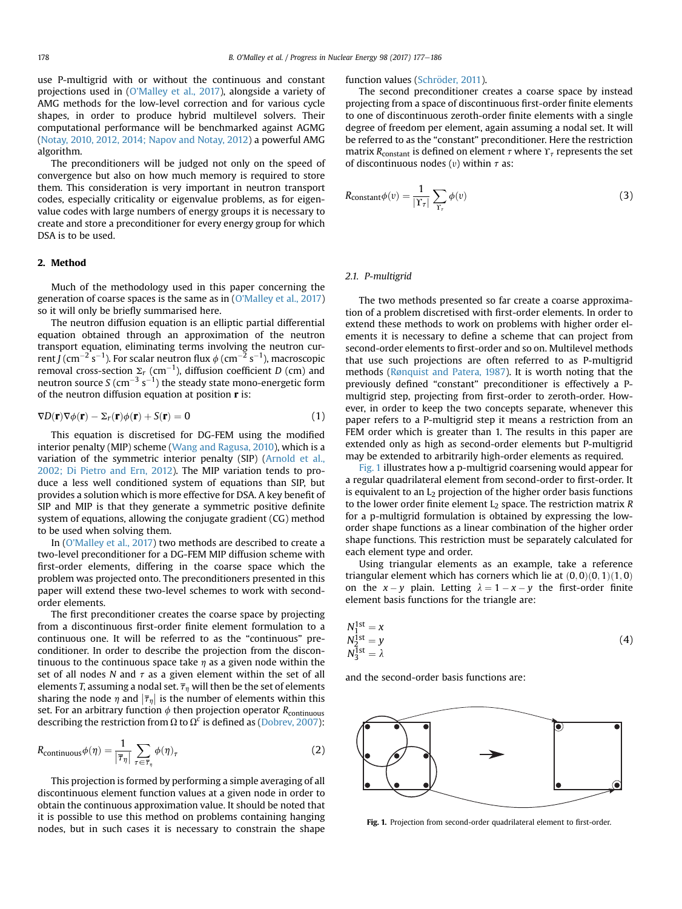use P-multigrid with or without the continuous and constant projections used in (O'Malley et al., 2017), alongside a variety of AMG methods for the low-level correction and for various cycle shapes, in order to produce hybrid multilevel solvers. Their computational performance will be benchmarked against AGMG (Notay, 2010, 2012, 2014; Napov and Notay, 2012) a powerful AMG algorithm.

The preconditioners will be judged not only on the speed of convergence but also on how much memory is required to store them. This consideration is very important in neutron transport codes, especially criticality or eigenvalue problems, as for eigenvalue codes with large numbers of energy groups it is necessary to create and store a preconditioner for every energy group for which DSA is to be used.

## 2. Method

Much of the methodology used in this paper concerning the generation of coarse spaces is the same as in (O'Malley et al., 2017) so it will only be briefly summarised here.

The neutron diffusion equation is an elliptic partial differential equation obtained through an approximation of the neutron transport equation, eliminating terms involving the neutron current $J$ ($\mathrm{cm}^{-2}\,\mathrm{s}^{-1}$). For scalar neutron flux $\phi$ ($\mathrm{cm}^{-2}\,\mathrm{s}^{-1}$), macroscopic removal cross-section $\Sigma_r$ ($\mathrm{cm}^{-1}$), diffusion coefficient $D$ (cm) and neutron source $S$ ($\mathrm{cm}^{-3}\,\mathrm{s}^{-1}$) the steady state mono-energetic form of the neutron diffusion equation at position $\mathbf{r}$ is:

$$\nabla D(\mathbf{r})\nabla\phi(\mathbf{r}) - \Sigma_r(\mathbf{r})\phi(\mathbf{r}) + S(\mathbf{r}) = 0 \tag{1}$$

This equation is discretised for DG-FEM using the modified interior penalty (MIP) scheme (Wang and Ragusa, 2010), which is a variation of the symmetric interior penalty (SIP) (Arnold et al., 2002; Di Pietro and Ern, 2012). The MIP variation tends to produce a less well conditioned system of equations than SIP, but provides a solution which is more effective for DSA. A key benefit of SIP and MIP is that they generate a symmetric positive definite system of equations, allowing the conjugate gradient (CG) method to be used when solving them.

In (O'Malley et al., 2017) two methods are described to create a two-level preconditioner for a DG-FEM MIP diffusion scheme with first-order elements, differing in the coarse space which the problem was projected onto. The preconditioners presented in this paper will extend these two-level schemes to work with second-order elements.

The first preconditioner creates the coarse space by projecting from a discontinuous first-order finite element formulation to a continuous one. It will be referred to as the "continuous" preconditioner. In order to describe the projection from the discontinuous to the continuous space take $\eta$ as a given node within the set of all nodes $N$ and $\tau$ as a given element within the set of all elements $T$, assuming a nodal set. $\overline{\tau}_\eta$ will then be the set of elements sharing the node $\eta$ and $|\overline{\tau}_\eta|$ is the number of elements within this set. For an arbitrary function $\phi$ then projection operator $R_{\text{continuous}}$ describing the restriction from $\Omega$ to $\Omega^c$ is defined as (Dobrev, 2007):

$$R_{\text{continuous}}\phi(\eta) = \frac{1}{|\overline{\tau}_\eta|}\sum_{\tau\in\overline{\tau}_\eta}\phi(\eta)_\tau \tag{2}$$

This projection is formed by performing a simple averaging of all discontinuous element function values at a given node in order to obtain the continuous approximation value. It should be noted that it is possible to use this method on problems containing hanging nodes, but in such cases it is necessary to constrain the shape function values (Schröder, 2011).

The second preconditioner creates a coarse space by instead projecting from a space of discontinuous first-order finite elements to one of discontinuous zeroth-order finite elements with a single degree of freedom per element, again assuming a nodal set. It will be referred to as the "constant" preconditioner. Here the restriction matrix $R_{\text{constant}}$ is defined on element $\tau$ where $\Upsilon_\tau$ represents the set of discontinuous nodes ($\upsilon$) within $\tau$ as:

$$R_{\text{constant}}\phi(\upsilon) = \frac{1}{|\Upsilon_\tau|}\sum_{\Upsilon_\tau}\phi(\upsilon) \tag{3}$$

### 2.1. P-multigrid

The two methods presented so far create a coarse approximation of a problem discretised with first-order elements. In order to extend these methods to work on problems with higher order elements it is necessary to define a scheme that can project from second-order elements to first-order and so on. Multilevel methods that use such projections are often referred to as P-multigrid methods (Rønquist and Patera, 1987). It is worth noting that the previously defined "constant" preconditioner is effectively a P-multigrid step, projecting from first-order to zeroth-order. However, in order to keep the two concepts separate, whenever this paper refers to a P-multigrid step it means a restriction from an FEM order which is greater than 1. The results in this paper are extended only as high as second-order elements but P-multigrid may be extended to arbitrarily high-order elements as required.

Fig. 1 illustrates how a p-multigrid coarsening would appear for a regular quadrilateral element from second-order to first-order. It is equivalent to an $L_2$ projection of the higher order basis functions to the lower order finite element $L_2$ space. The restriction matrix $R$ for a p-multigrid formulation is obtained by expressing the low-order shape functions as a linear combination of the higher order shape functions. This restriction must be separately calculated for each element type and order.

Using triangular elements as an example, take a reference triangular element which has corners which lie at $(0,0)(0,1)(1,0)$ on the $x-y$ plain. Letting $\lambda = 1-x-y$ the first-order finite element basis functions for the triangle are:

$$\begin{aligned} N_1^{1\text{st}} &= x \\ N_2^{1\text{st}} &= y \\ N_3^{1\text{st}} &= \lambda \end{aligned} \tag{4}$$

and the second-order basis functions are:

**Fig. 1.** Projection from second-order quadrilateral element to first-order.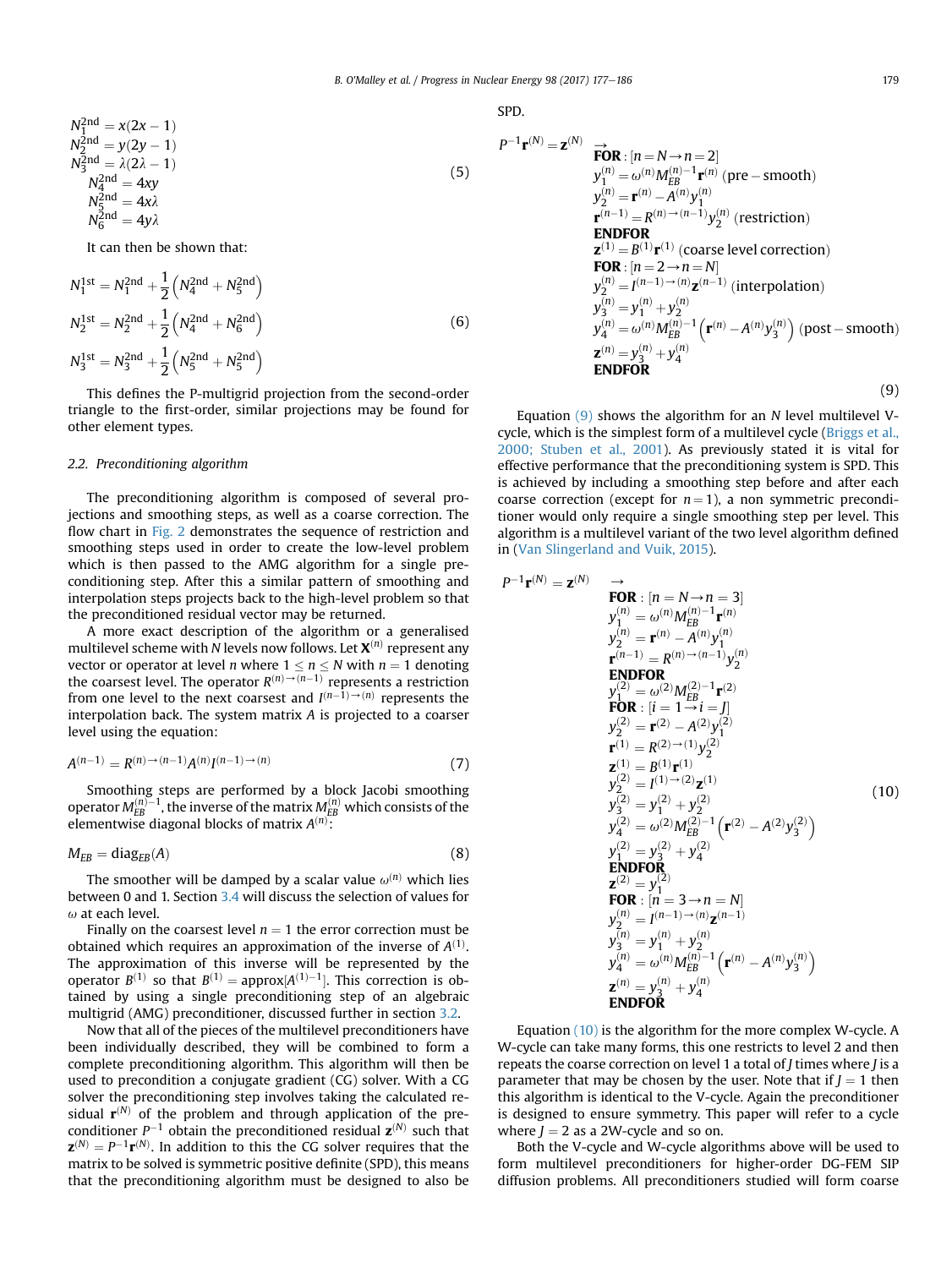$$
\begin{aligned}
N_1^{2nd} &= x(2x-1) \\
N_2^{2nd} &= y(2y-1) \\
N_3^{2nd} &= \lambda(2\lambda-1) \\
N_4^{2nd} &= 4xy \\
N_5^{2nd} &= 4x\lambda \\
N_6^{2nd} &= 4y\lambda
\end{aligned}
\tag{5}
$$

It can then be shown that:

$$
\begin{aligned}
N_1^{1st} &= N_1^{2nd} + \frac{1}{2}\left(N_4^{2nd} + N_5^{2nd}\right) \\
N_2^{1st} &= N_2^{2nd} + \frac{1}{2}\left(N_4^{2nd} + N_6^{2nd}\right) \\
N_3^{1st} &= N_3^{2nd} + \frac{1}{2}\left(N_5^{2nd} + N_5^{2nd}\right)
\end{aligned}
\tag{6}
$$

This defines the P-multigrid projection from the second-order triangle to the first-order, similar projections may be found for other element types.

### 2.2. Preconditioning algorithm

The preconditioning algorithm is composed of several projections and smoothing steps, as well as a coarse correction. The flow chart in Fig. 2 demonstrates the sequence of restriction and smoothing steps used in order to create the low-level problem which is then passed to the AMG algorithm for a single preconditioning step. After this a similar pattern of smoothing and interpolation steps projects back to the high-level problem so that the preconditioned residual vector may be returned.

A more exact description of the algorithm or a generalised multilevel scheme with $N$ levels now follows. Let $\mathbf{X}^{(n)}$ represent any vector or operator at level $n$ where $1 \le n \le N$ with $n = 1$ denoting the coarsest level. The operator $R^{(n)\to(n-1)}$ represents a restriction from one level to the next coarsest and $I^{(n-1)\to(n)}$ represents the interpolation back. The system matrix $A$ is projected to a coarser level using the equation:

$$
A^{(n-1)} = R^{(n)\to(n-1)} A^{(n)} I^{(n-1)\to(n)}
\tag{7}
$$

Smoothing steps are performed by a block Jacobi smoothing operator $M_{EB}^{(n)^{-1}}$, the inverse of the matrix $M_{EB}^{(n)}$ which consists of the elementwise diagonal blocks of matrix $A^{(n)}$:

$$
M_{EB} = \text{diag}_{EB}(A)
\tag{8}
$$

The smoother will be damped by a scalar value $\omega^{(n)}$ which lies between 0 and 1. Section 3.4 will discuss the selection of values for $\omega$ at each level.

Finally on the coarsest level $n = 1$ the error correction must be obtained which requires an approximation of the inverse of $A^{(1)}$. The approximation of this inverse will be represented by the operator $B^{(1)}$ so that $B^{(1)} = \text{approx}[A^{(1)^{-1}}]$. This correction is obtained by using a single preconditioning step of an algebraic multigrid (AMG) preconditioner, discussed further in section 3.2.

Now that all of the pieces of the multilevel preconditioners have been individually described, they will be combined to form a complete preconditioning algorithm. This algorithm will then be used to precondition a conjugate gradient (CG) solver. With a CG solver the preconditioning step involves taking the calculated residual $\mathbf{r}^{(N)}$ of the problem and through application of the preconditioner $P^{-1}$ obtain the preconditioned residual $\mathbf{z}^{(N)}$ such that $\mathbf{z}^{(N)} = P^{-1}\mathbf{r}^{(N)}$. In addition to this the CG solver requires that the matrix to be solved is symmetric positive definite (SPD), this means that the preconditioning algorithm must be designed to also be SPD.

$$
\begin{aligned}
P^{-1}\mathbf{r}^{(N)} = \mathbf{z}^{(N)} \quad & \rightarrow \\
& \textbf{FOR}: [n = N \rightarrow n = 2] \\
& y_1^{(n)} = \omega^{(n)} M_{EB}^{(n)^{-1}} \mathbf{r}^{(n)} \ \text{(pre-smooth)} \\
& y_2^{(n)} = \mathbf{r}^{(n)} - A^{(n)} y_1^{(n)} \\
& \mathbf{r}^{(n-1)} = R^{(n)\to(n-1)} y_2^{(n)} \ \text{(restriction)} \\
& \textbf{ENDFOR} \\
& \mathbf{z}^{(1)} = B^{(1)} \mathbf{r}^{(1)} \ \text{(coarse level correction)} \\
& \textbf{FOR}: [n = 2 \rightarrow n = N] \\
& y_2^{(n)} = I^{(n-1)\to(n)} \mathbf{z}^{(n-1)} \ \text{(interpolation)} \\
& y_3^{(n)} = y_1^{(n)} + y_2^{(n)} \\
& y_4^{(n)} = \omega^{(n)} M_{EB}^{(n)^{-1}} \left( \mathbf{r}^{(n)} - A^{(n)} y_3^{(n)} \right) \ \text{(post-smooth)} \\
& \mathbf{z}^{(n)} = y_3^{(n)} + y_4^{(n)} \\
& \textbf{ENDFOR}
\end{aligned}
\tag{9}
$$

Equation (9) shows the algorithm for an $N$ level multilevel V-cycle, which is the simplest form of a multilevel cycle (Briggs et al., 2000; Stuben et al., 2001). As previously stated it is vital for effective performance that the preconditioning system is SPD. This is achieved by including a smoothing step before and after each coarse correction (except for $n = 1$), a non symmetric preconditioner would only require a single smoothing step per level. This algorithm is a multilevel variant of the two level algorithm defined in (Van Slingerland and Vuik, 2015).

$$
\begin{aligned}
P^{-1}\mathbf{r}^{(N)} = \mathbf{z}^{(N)} \quad & \rightarrow \\
& \textbf{FOR}: [n = N \rightarrow n = 3] \\
& y_1^{(n)} = \omega^{(n)} M_{EB}^{(n)^{-1}} \mathbf{r}^{(n)} \\
& y_2^{(n)} = \mathbf{r}^{(n)} - A^{(n)} y_1^{(n)} \\
& \mathbf{r}^{(n-1)} = R^{(n)\to(n-1)} y_2^{(n)} \\
& \textbf{ENDFOR} \\
& y_1^{(2)} = \omega^{(2)} M_{EB}^{(2)^{-1}} \mathbf{r}^{(2)} \\
& \textbf{FOR}: [i = 1 \rightarrow i = J] \\
& y_2^{(2)} = \mathbf{r}^{(2)} - A^{(2)} y_1^{(2)} \\
& \mathbf{r}^{(1)} = R^{(2)\to(1)} y_2^{(2)} \\
& \mathbf{z}^{(1)} = B^{(1)} \mathbf{r}^{(1)} \\
& y_2^{(2)} = I^{(1)\to(2)} \mathbf{z}^{(1)} \\
& y_3^{(2)} = y_1^{(2)} + y_2^{(2)} \\
& y_4^{(2)} = \omega^{(2)} M_{EB}^{(2)^{-1}} \left( \mathbf{r}^{(2)} - A^{(2)} y_3^{(2)} \right) \\
& y_1^{(2)} = y_3^{(2)} + y_4^{(2)} \\
& \textbf{ENDFOR} \\
& \mathbf{z}^{(2)} = y_1^{(2)} \\
& \textbf{FOR}: [n = 3 \rightarrow n = N] \\
& y_2^{(n)} = I^{(n-1)\to(n)} \mathbf{z}^{(n-1)} \\
& y_3^{(n)} = y_1^{(n)} + y_2^{(n)} \\
& y_4^{(n)} = \omega^{(n)} M_{EB}^{(n)^{-1}} \left( \mathbf{r}^{(n)} - A^{(n)} y_3^{(n)} \right) \\
& \mathbf{z}^{(n)} = y_3^{(n)} + y_4^{(n)} \\
& \textbf{ENDFOR}
\end{aligned}
\tag{10}
$$

Equation (10) is the algorithm for the more complex W-cycle. A W-cycle can take many forms, this one restricts to level 2 and then repeats the coarse correction on level 1 a total of $J$ times where $J$ is a parameter that may be chosen by the user. Note that if $J = 1$ then this algorithm is identical to the V-cycle. Again the preconditioner is designed to ensure symmetry. This paper will refer to a cycle where $J = 2$ as a 2W-cycle and so on.

Both the V-cycle and W-cycle algorithms above will be used to form multilevel preconditioners for higher-order DG-FEM SIP diffusion problems. All preconditioners studied will form coarse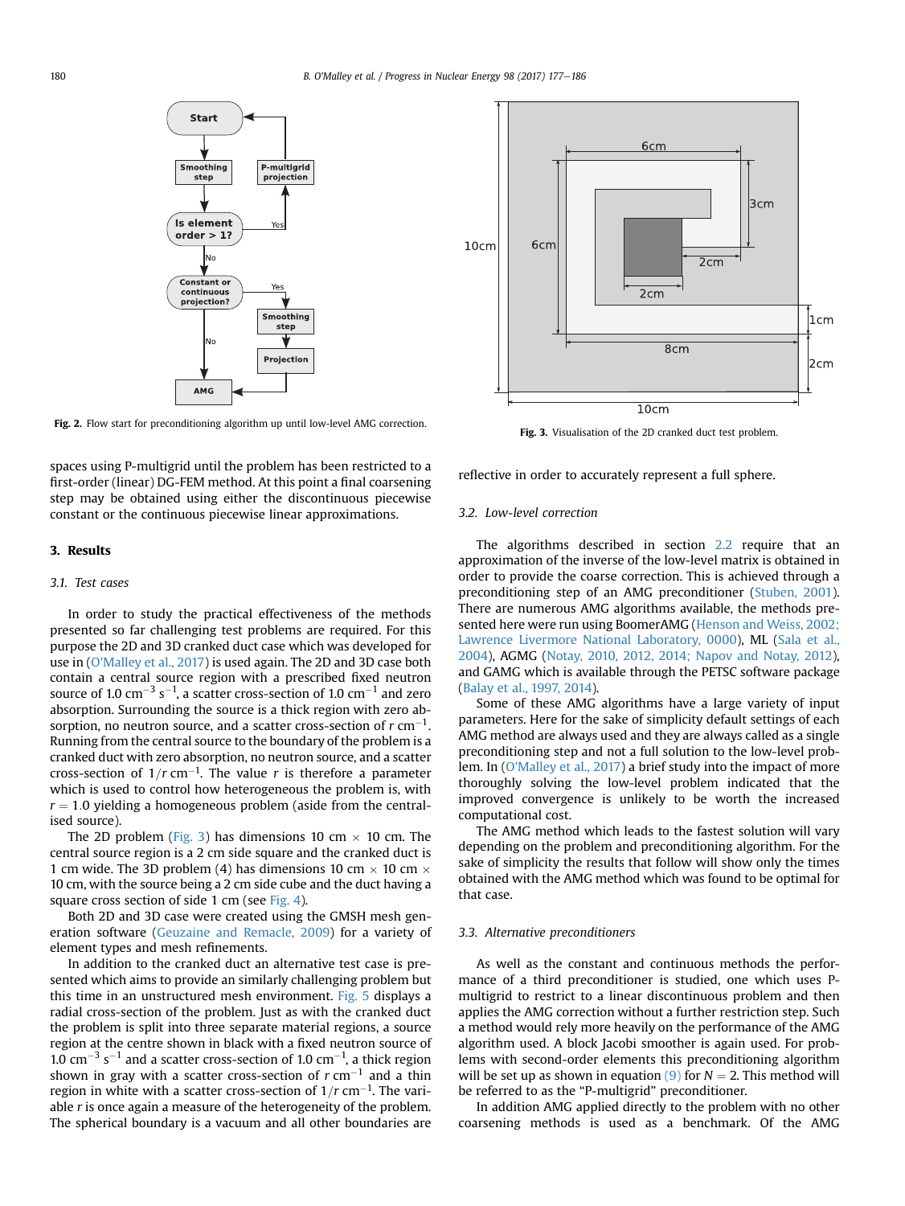Fig. 2. Flow start for preconditioning algorithm up until low-level AMG correction.

Fig. 3. Visualisation of the 2D cranked duct test problem.

spaces using P-multigrid until the problem has been restricted to a first-order (linear) DG-FEM method. At this point a final coarsening step may be obtained using either the discontinuous piecewise constant or the continuous piecewise linear approximations.

## 3. Results

### 3.1. Test cases

In order to study the practical effectiveness of the methods presented so far challenging test problems are required. For this purpose the 2D and 3D cranked duct case which was developed for use in (O'Malley et al., 2017) is used again. The 2D and 3D case both contain a central source region with a prescribed fixed neutron source of 1.0 $\mathrm{cm}^{-3}\,\mathrm{s}^{-1}$, a scatter cross-section of 1.0 $\mathrm{cm}^{-1}$ and zero absorption. Surrounding the source is a thick region with zero absorption, no neutron source, and a scatter cross-section of $r\,\mathrm{cm}^{-1}$. Running from the central source to the boundary of the problem is a cranked duct with zero absorption, no neutron source, and a scatter cross-section of $1/r\,\mathrm{cm}^{-1}$. The value $r$ is therefore a parameter which is used to control how heterogeneous the problem is, with $r = 1.0$ yielding a homogeneous problem (aside from the centralised source).

The 2D problem (Fig. 3) has dimensions 10 cm × 10 cm. The central source region is a 2 cm side square and the cranked duct is 1 cm wide. The 3D problem (4) has dimensions 10 cm × 10 cm × 10 cm, with the source being a 2 cm side cube and the duct having a square cross section of side 1 cm (see Fig. 4).

Both 2D and 3D case were created using the GMSH mesh generation software (Geuzaine and Remacle, 2009) for a variety of element types and mesh refinements.

In addition to the cranked duct an alternative test case is presented which aims to provide an similarly challenging problem but this time in an unstructured mesh environment. Fig. 5 displays a radial cross-section of the problem. Just as with the cranked duct the problem is split into three separate material regions, a source region at the centre shown in black with a fixed neutron source of 1.0 $\mathrm{cm}^{-3}\,\mathrm{s}^{-1}$ and a scatter cross-section of 1.0 $\mathrm{cm}^{-1}$, a thick region shown in gray with a scatter cross-section of $r\,\mathrm{cm}^{-1}$ and a thin region in white with a scatter cross-section of $1/r\,\mathrm{cm}^{-1}$. The variable $r$ is once again a measure of the heterogeneity of the problem. The spherical boundary is a vacuum and all other boundaries are reflective in order to accurately represent a full sphere.

### 3.2. Low-level correction

The algorithms described in section 2.2 require that an approximation of the inverse of the low-level matrix is obtained in order to provide the coarse correction. This is achieved through a preconditioning step of an AMG preconditioner (Stuben, 2001). There are numerous AMG algorithms available, the methods presented here were run using BoomerAMG (Henson and Weiss, 2002; Lawrence Livermore National Laboratory, 0000), ML (Sala et al., 2004), AGMG (Notay, 2010, 2012, 2014; Napov and Notay, 2012), and GAMG which is available through the PETSC software package (Balay et al., 1997, 2014).

Some of these AMG algorithms have a large variety of input parameters. Here for the sake of simplicity default settings of each AMG method are always used and they are always called as a single preconditioning step and not a full solution to the low-level problem. In (O'Malley et al., 2017) a brief study into the impact of more thoroughly solving the low-level problem indicated that the improved convergence is unlikely to be worth the increased computational cost.

The AMG method which leads to the fastest solution will vary depending on the problem and preconditioning algorithm. For the sake of simplicity the results that follow will show only the times obtained with the AMG method which was found to be optimal for that case.

### 3.3. Alternative preconditioners

As well as the constant and continuous methods the performance of a third preconditioner is studied, one which uses P-multigrid to restrict to a linear discontinuous problem and then applies the AMG correction without a further restriction step. Such a method would rely more heavily on the performance of the AMG algorithm used. A block Jacobi smoother is again used. For problems with second-order elements this preconditioning algorithm will be set up as shown in equation (9) for $N = 2$. This method will be referred to as the "P-multigrid" preconditioner.

In addition AMG applied directly to the problem with no other coarsening methods is used as a benchmark. Of the AMG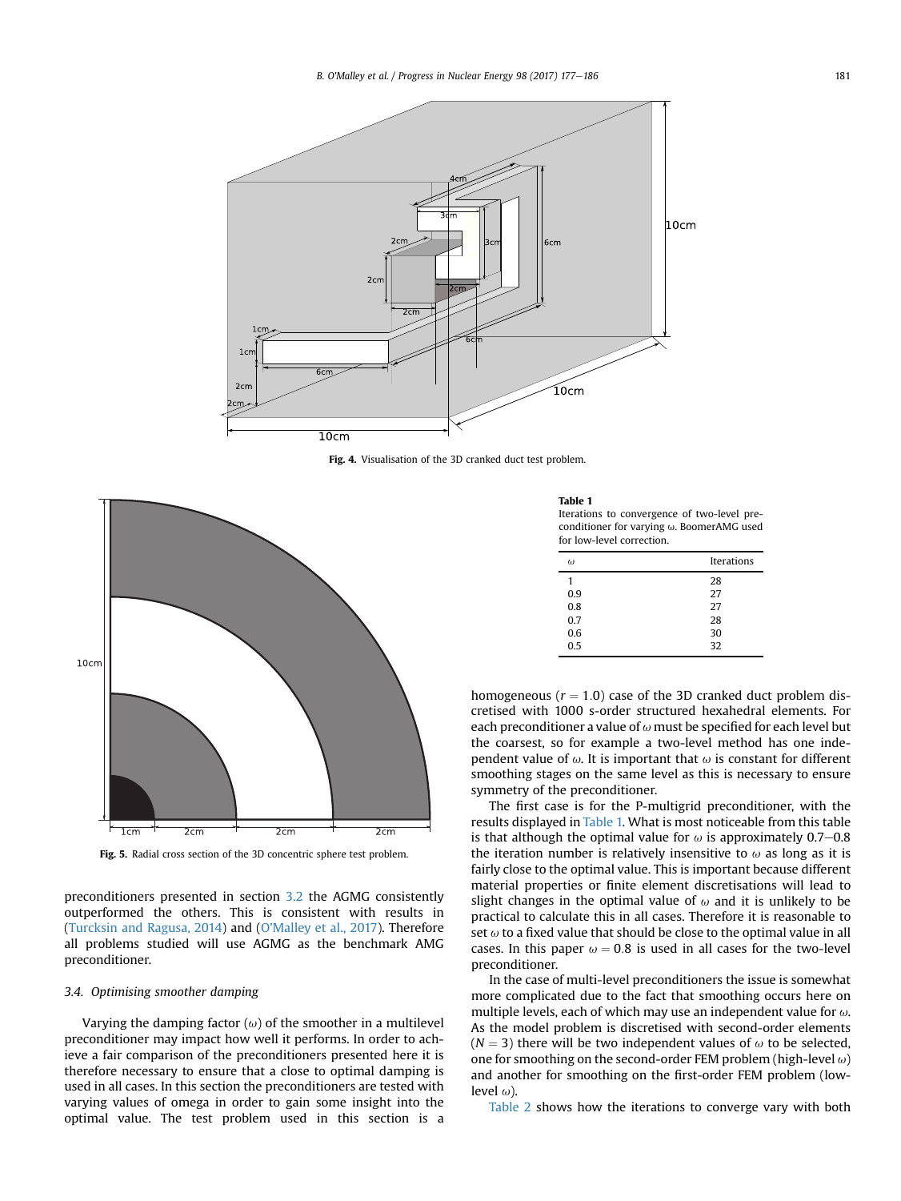Fig. 4. Visualisation of the 3D cranked duct test problem.

Fig. 5. Radial cross section of the 3D concentric sphere test problem.

preconditioners presented in section 3.2 the AGMG consistently outperformed the others. This is consistent with results in (Turcksin and Ragusa, 2014) and (O'Malley et al., 2017). Therefore all problems studied will use AGMG as the benchmark AMG preconditioner.

### 3.4. Optimising smoother damping

Varying the damping factor ($\omega$) of the smoother in a multilevel preconditioner may impact how well it performs. In order to achieve a fair comparison of the preconditioners presented here it is therefore necessary to ensure that a close to optimal damping is used in all cases. In this section the preconditioners are tested with varying values of omega in order to gain some insight into the optimal value. The test problem used in this section is a homogeneous ($r = 1.0$) case of the 3D cranked duct problem discretised with 1000 s-order structured hexahedral elements. For each preconditioner a value of $\omega$ must be specified for each level but the coarsest, so for example a two-level method has one independent value of $\omega$. It is important that $\omega$ is constant for different smoothing stages on the same level as this is necessary to ensure symmetry of the preconditioner.

**Table 1**
Iterations to convergence of two-level preconditioner for varying ω. BoomerAMG used for low-level correction.

| $\omega$ | Iterations |
|---|---|
| 1 | 28 |
| 0.9 | 27 |
| 0.8 | 27 |
| 0.7 | 28 |
| 0.6 | 30 |
| 0.5 | 32 |

The first case is for the P-multigrid preconditioner, with the results displayed in Table 1. What is most noticeable from this table is that although the optimal value for $\omega$ is approximately 0.7–0.8 the iteration number is relatively insensitive to $\omega$ as long as it is fairly close to the optimal value. This is important because different material properties or finite element discretisations will lead to slight changes in the optimal value of $\omega$ and it is unlikely to be practical to calculate this in all cases. Therefore it is reasonable to set $\omega$ to a fixed value that should be close to the optimal value in all cases. In this paper $\omega = 0.8$ is used in all cases for the two-level preconditioner.

In the case of multi-level preconditioners the issue is somewhat more complicated due to the fact that smoothing occurs here on multiple levels, each of which may use an independent value for $\omega$. As the model problem is discretised with second-order elements ($N = 3$) there will be two independent values of $\omega$ to be selected, one for smoothing on the second-order FEM problem (high-level $\omega$) and another for smoothing on the first-order FEM problem (low-level $\omega$).

Table 2 shows how the iterations to converge vary with both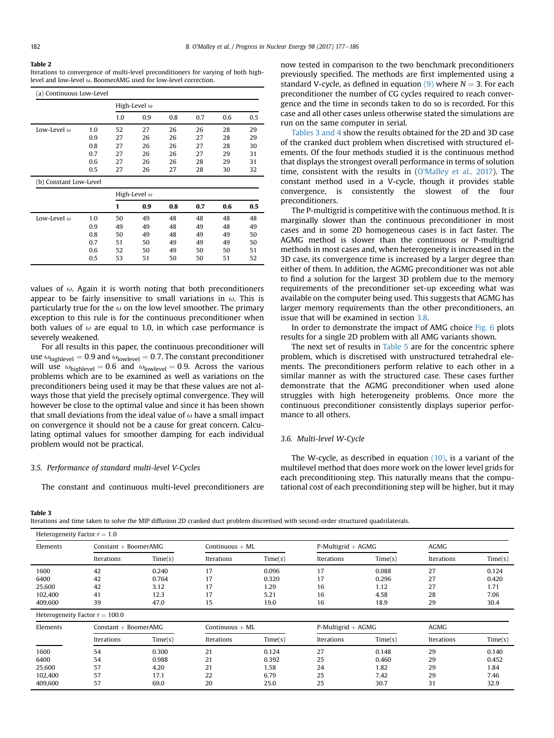**Table 2**
Iterations to convergence of multi-level preconditioners for varying of both high-level and low-level ω. BoomerAMG used for low-level correction.

(a) Continuous Low-Level

| | | High-Level ω | | | | | |
|---|---|---|---|---|---|---|---|
| | | 1.0 | 0.9 | 0.8 | 0.7 | 0.6 | 0.5 |
| Low-Level ω | 1.0 | 52 | 27 | 26 | 26 | 28 | 29 |
| | 0.9 | 27 | 27 | 26 | 27 | 28 | 29 |
| | 0.8 | 27 | 26 | 26 | 27 | 28 | 30 |
| | 0.7 | 27 | 26 | 26 | 27 | 29 | 31 |
| | 0.6 | 27 | 26 | 26 | 28 | 29 | 31 |
| | 0.5 | 27 | 26 | 27 | 28 | 30 | 32 |

(b) Constant Low-Level

| | | High-Level ω | | | | | |
|---|---|---|---|---|---|---|---|
| | | **1** | **0.9** | **0.8** | **0.7** | **0.6** | **0.5** |
| Low-Level ω | 1.0 | 50 | 49 | 48 | 48 | 48 | 48 |
| | 0.9 | 49 | 49 | 48 | 49 | 48 | 49 |
| | 0.8 | 50 | 49 | 48 | 49 | 49 | 50 |
| | 0.7 | 51 | 50 | 49 | 49 | 49 | 50 |
| | 0.6 | 52 | 50 | 49 | 50 | 50 | 51 |
| | 0.5 | 53 | 51 | 50 | 50 | 51 | 52 |

values of ω. Again it is worth noting that both preconditioners appear to be fairly insensitive to small variations in ω. This is particularly true for the ω on the low level smoother. The primary exception to this rule is for the continuous preconditioner when both values of ω are equal to 1.0, in which case performance is severely weakened.

For all results in this paper, the continuous preconditioner will use $\omega_{\text{highlevel}} = 0.9$ and $\omega_{\text{lowlevel}} = 0.7$. The constant preconditioner will use $\omega_{\text{highlevel}} = 0.6$ and $\omega_{\text{lowlevel}} = 0.9$. Across the various problems which are to be examined as well as variations on the preconditioners being used it may be that these values are not always those that yield the precisely optimal convergence. They will however be close to the optimal value and since it has been shown that small deviations from the ideal value of ω have a small impact on convergence it should not be a cause for great concern. Calculating optimal values for smoother damping for each individual problem would not be practical.

### 3.5. Performance of standard multi-level V-Cycles

The constant and continuous multi-level preconditioners are now tested in comparison to the two benchmark preconditioners previously specified. The methods are first implemented using a standard V-cycle, as defined in equation (9) where $N = 3$. For each preconditioner the number of CG cycles required to reach convergence and the time in seconds taken to do so is recorded. For this case and all other cases unless otherwise stated the simulations are run on the same computer in serial.

Tables 3 and 4 show the results obtained for the 2D and 3D case of the cranked duct problem when discretised with structured elements. Of the four methods studied it is the continuous method that displays the strongest overall performance in terms of solution time, consistent with the results in (O'Malley et al., 2017). The constant method used in a V-cycle, though it provides stable convergence, is consistently the slowest of the four preconditioners.

The P-multigrid is competitive with the continuous method. It is marginally slower than the continuous preconditioner in most cases and in some 2D homogeneous cases is in fact faster. The AGMG method is slower than the continuous or P-multigrid methods in most cases and, when heterogeneity is increased in the 3D case, its convergence time is increased by a larger degree than either of them. In addition, the AGMG preconditioner was not able to find a solution for the largest 3D problem due to the memory requirements of the preconditioner set-up exceeding what was available on the computer being used. This suggests that AGMG has larger memory requirements than the other preconditioners, an issue that will be examined in section 3.8.

In order to demonstrate the impact of AMG choice Fig. 6 plots results for a single 2D problem with all AMG variants shown.

The next set of results in Table 5 are for the concentric sphere problem, which is discretised with unstructured tetrahedral elements. The preconditioners perform relative to each other in a similar manner as with the structured case. These cases further demonstrate that the AGMG preconditioner when used alone struggles with high heterogeneity problems. Once more the continuous preconditioner consistently displays superior performance to all others.

### 3.6. Multi-level W-Cycle

The W-cycle, as described in equation (10), is a variant of the multilevel method that does more work on the lower level grids for each preconditioning step. This naturally means that the computational cost of each preconditioning step will be higher, but it may

**Table 3**
Iterations and time taken to solve the MIP diffusion 2D cranked duct problem discretised with second-order structured quadrilaterals.

Heterogeneity Factor $r = 1.0$

| Elements | Constant + BoomerAMG | | Continuous + ML | | P-Multigrid + AGMG | | AGMG | |
|---|---|---|---|---|---|---|---|---|
| | Iterations | Time(s) | Iterations | Time(s) | Iterations | Time(s) | Iterations | Time(s) |
| 1600 | 42 | 0.240 | 17 | 0.096 | 17 | 0.088 | 27 | 0.124 |
| 6400 | 42 | 0.764 | 17 | 0.320 | 17 | 0.296 | 27 | 0.420 |
| 25,600 | 42 | 3.12 | 17 | 1.29 | 16 | 1.12 | 27 | 1.71 |
| 102,400 | 41 | 12.3 | 17 | 5.21 | 16 | 4.58 | 28 | 7.06 |
| 409,600 | 39 | 47.0 | 15 | 19.0 | 16 | 18.9 | 29 | 30.4 |

Heterogeneity Factor $r = 100.0$

| Elements | Constant + BoomerAMG | | Continuous + ML | | P-Multigrid + AGMG | | AGMG | |
|---|---|---|---|---|---|---|---|---|
| | Iterations | Time(s) | Iterations | Time(s) | Iterations | Time(s) | Iterations | Time(s) |
| 1600 | 54 | 0.300 | 21 | 0.124 | 27 | 0.148 | 29 | 0.140 |
| 6400 | 54 | 0.988 | 21 | 0.392 | 25 | 0.460 | 29 | 0.452 |
| 25,600 | 57 | 4.20 | 21 | 1.58 | 24 | 1.82 | 29 | 1.84 |
| 102,400 | 57 | 17.1 | 22 | 6.79 | 25 | 7.42 | 29 | 7.46 |
| 409,600 | 57 | 69.0 | 20 | 25.0 | 25 | 30.7 | 31 | 32.9 |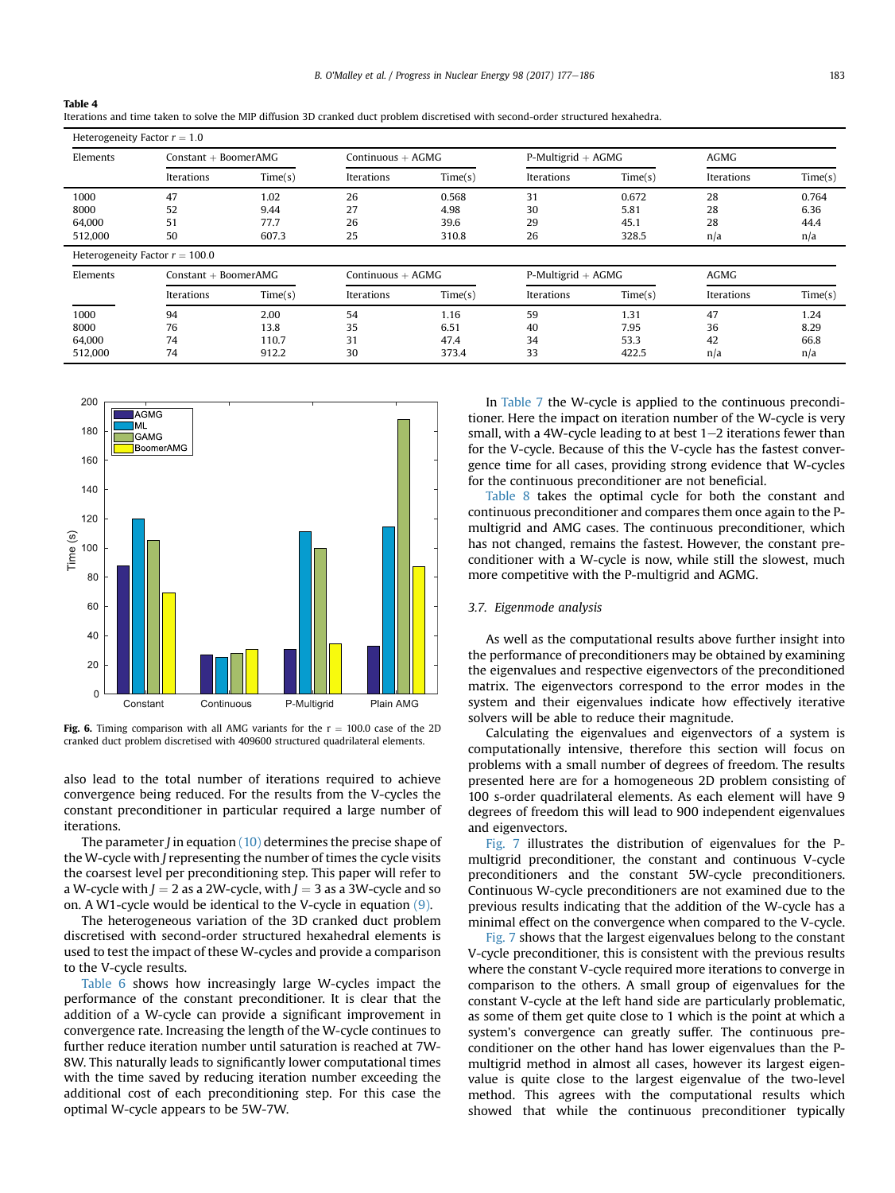**Table 4**
Iterations and time taken to solve the MIP diffusion 3D cranked duct problem discretised with second-order structured hexahedra.

| Heterogeneity Factor $r = 1.0$ | | | | | | | | |
|---|---|---|---|---|---|---|---|---|
| Elements | Constant + BoomerAMG | | Continuous + AGMG | | P-Multigrid + AGMG | | AGMG | |
| | Iterations | Time(s) | Iterations | Time(s) | Iterations | Time(s) | Iterations | Time(s) |
| 1000 | 47 | 1.02 | 26 | 0.568 | 31 | 0.672 | 28 | 0.764 |
| 8000 | 52 | 9.44 | 27 | 4.98 | 30 | 5.81 | 28 | 6.36 |
| 64,000 | 51 | 77.7 | 26 | 39.6 | 29 | 45.1 | 28 | 44.4 |
| 512,000 | 50 | 607.3 | 25 | 310.8 | 26 | 328.5 | n/a | n/a |
| **Heterogeneity Factor $r = 100.0$** | | | | | | | | |
| Elements | Constant + BoomerAMG | | Continuous + AGMG | | P-Multigrid + AGMG | | AGMG | |
| | Iterations | Time(s) | Iterations | Time(s) | Iterations | Time(s) | Iterations | Time(s) |
| 1000 | 94 | 2.00 | 54 | 1.16 | 59 | 1.31 | 47 | 1.24 |
| 8000 | 76 | 13.8 | 35 | 6.51 | 40 | 7.95 | 36 | 8.29 |
| 64,000 | 74 | 110.7 | 31 | 47.4 | 34 | 53.3 | 42 | 66.8 |
| 512,000 | 74 | 912.2 | 30 | 373.4 | 33 | 422.5 | n/a | n/a |

**Fig. 6.** Timing comparison with all AMG variants for the r = 100.0 case of the 2D cranked duct problem discretised with 409600 structured quadrilateral elements.

also lead to the total number of iterations required to achieve convergence being reduced. For the results from the V-cycles the constant preconditioner in particular required a large number of iterations.

The parameter $J$ in equation (10) determines the precise shape of the W-cycle with $J$ representing the number of times the cycle visits the coarsest level per preconditioning step. This paper will refer to a W-cycle with $J = 2$ as a 2W-cycle, with $J = 3$ as a 3W-cycle and so on. A W1-cycle would be identical to the V-cycle in equation (9).

The heterogeneous variation of the 3D cranked duct problem discretised with second-order structured hexahedral elements is used to test the impact of these W-cycles and provide a comparison to the V-cycle results.

Table 6 shows how increasingly large W-cycles impact the performance of the constant preconditioner. It is clear that the addition of a W-cycle can provide a significant improvement in convergence rate. Increasing the length of the W-cycle continues to further reduce iteration number until saturation is reached at 7W-8W. This naturally leads to significantly lower computational times with the time saved by reducing iteration number exceeding the additional cost of each preconditioning step. For this case the optimal W-cycle appears to be 5W-7W.

In Table 7 the W-cycle is applied to the continuous preconditioner. Here the impact on iteration number of the W-cycle is very small, with a 4W-cycle leading to at best 1–2 iterations fewer than for the V-cycle. Because of this the V-cycle has the fastest convergence time for all cases, providing strong evidence that W-cycles for the continuous preconditioner are not beneficial.

Table 8 takes the optimal cycle for both the constant and continuous preconditioner and compares them once again to the P-multigrid and AMG cases. The continuous preconditioner, which has not changed, remains the fastest. However, the constant preconditioner with a W-cycle is now, while still the slowest, much more competitive with the P-multigrid and AGMG.

### 3.7. Eigenmode analysis

As well as the computational results above further insight into the performance of preconditioners may be obtained by examining the eigenvalues and respective eigenvectors of the preconditioned matrix. The eigenvectors correspond to the error modes in the system and their eigenvalues indicate how effectively iterative solvers will be able to reduce their magnitude.

Calculating the eigenvalues and eigenvectors of a system is computationally intensive, therefore this section will focus on problems with a small number of degrees of freedom. The results presented here are for a homogeneous 2D problem consisting of 100 s-order quadrilateral elements. As each element will have 9 degrees of freedom this will lead to 900 independent eigenvalues and eigenvectors.

Fig. 7 illustrates the distribution of eigenvalues for the P-multigrid preconditioner, the constant and continuous V-cycle preconditioners and the constant 5W-cycle preconditioners. Continuous W-cycle preconditioners are not examined due to the previous results indicating that the addition of the W-cycle has a minimal effect on the convergence when compared to the V-cycle.

Fig. 7 shows that the largest eigenvalues belong to the constant V-cycle preconditioner, this is consistent with the previous results where the constant V-cycle required more iterations to converge in comparison to the others. A small group of eigenvalues for the constant V-cycle at the left hand side are particularly problematic, as some of them get quite close to 1 which is the point at which a system's convergence can greatly suffer. The continuous preconditioner on the other hand has lower eigenvalues than the P-multigrid method in almost all cases, however its largest eigenvalue is quite close to the largest eigenvalue of the two-level method. This agrees with the computational results which showed that while the continuous preconditioner typically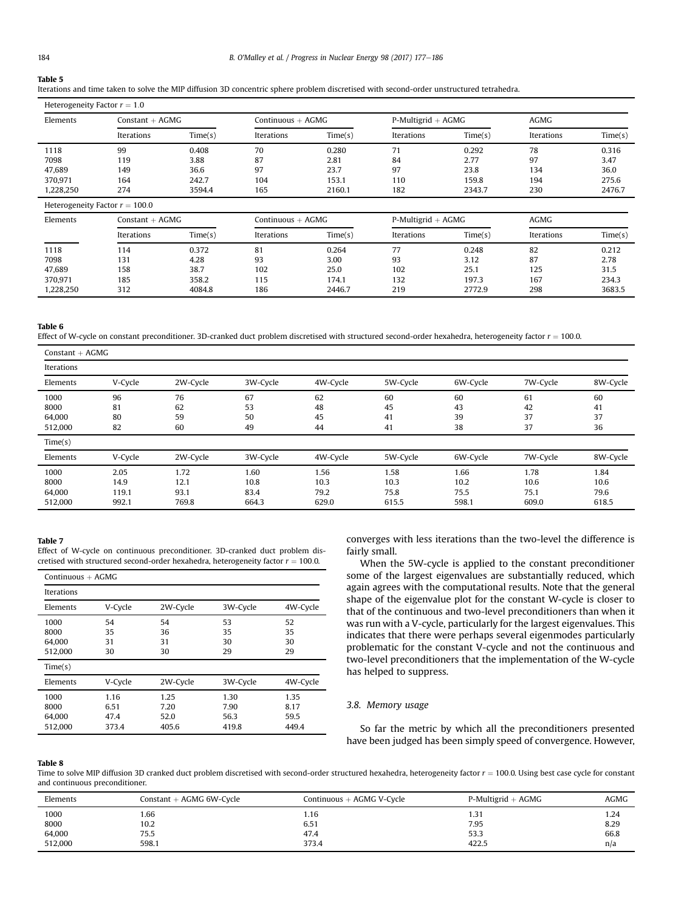**Table 5**
Iterations and time taken to solve the MIP diffusion 3D concentric sphere problem discretised with second-order unstructured tetrahedra.

| Heterogeneity Factor $r = 1.0$ | | | | | | | | |
|---|---|---|---|---|---|---|---|---|
| Elements | Constant + AGMG | | Continuous + AGMG | | P-Multigrid + AGMG | | AGMG | |
| | Iterations | Time(s) | Iterations | Time(s) | Iterations | Time(s) | Iterations | Time(s) |
| 1118 | 99 | 0.408 | 70 | 0.280 | 71 | 0.292 | 78 | 0.316 |
| 7098 | 119 | 3.88 | 87 | 2.81 | 84 | 2.77 | 97 | 3.47 |
| 47,689 | 149 | 36.6 | 97 | 23.7 | 97 | 23.8 | 134 | 36.0 |
| 370,971 | 164 | 242.7 | 104 | 153.1 | 110 | 159.8 | 194 | 275.6 |
| 1,228,250 | 274 | 3594.4 | 165 | 2160.1 | 182 | 2343.7 | 230 | 2476.7 |
| **Heterogeneity Factor $r = 100.0$** | | | | | | | | |
| Elements | Constant + AGMG | | Continuous + AGMG | | P-Multigrid + AGMG | | AGMG | |
| | Iterations | Time(s) | Iterations | Time(s) | Iterations | Time(s) | Iterations | Time(s) |
| 1118 | 114 | 0.372 | 81 | 0.264 | 77 | 0.248 | 82 | 0.212 |
| 7098 | 131 | 4.28 | 93 | 3.00 | 93 | 3.12 | 87 | 2.78 |
| 47,689 | 158 | 38.7 | 102 | 25.0 | 102 | 25.1 | 125 | 31.5 |
| 370,971 | 185 | 358.2 | 115 | 174.1 | 132 | 197.3 | 167 | 234.3 |
| 1,228,250 | 312 | 4084.8 | 186 | 2446.7 | 219 | 2772.9 | 298 | 3683.5 |

**Table 6**
Effect of W-cycle on constant preconditioner. 3D-cranked duct problem discretised with structured second-order hexahedra, heterogeneity factor $r = 100.0$.

| Constant + AGMG | | | | | | | | |
|---|---|---|---|---|---|---|---|---|
| **Iterations** | | | | | | | | |
| Elements | V-Cycle | 2W-Cycle | 3W-Cycle | 4W-Cycle | 5W-Cycle | 6W-Cycle | 7W-Cycle | 8W-Cycle |
| 1000 | 96 | 76 | 67 | 62 | 60 | 60 | 61 | 60 |
| 8000 | 81 | 62 | 53 | 48 | 45 | 43 | 42 | 41 |
| 64,000 | 80 | 59 | 50 | 45 | 41 | 39 | 37 | 37 |
| 512,000 | 82 | 60 | 49 | 44 | 41 | 38 | 37 | 36 |
| **Time(s)** | | | | | | | | |
| Elements | V-Cycle | 2W-Cycle | 3W-Cycle | 4W-Cycle | 5W-Cycle | 6W-Cycle | 7W-Cycle | 8W-Cycle |
| 1000 | 2.05 | 1.72 | 1.60 | 1.56 | 1.58 | 1.66 | 1.78 | 1.84 |
| 8000 | 14.9 | 12.1 | 10.8 | 10.3 | 10.3 | 10.2 | 10.6 | 10.6 |
| 64,000 | 119.1 | 93.1 | 83.4 | 79.2 | 75.8 | 75.5 | 75.1 | 79.6 |
| 512,000 | 992.1 | 769.8 | 664.3 | 629.0 | 615.5 | 598.1 | 609.0 | 618.5 |

**Table 7**
Effect of W-cycle on continuous preconditioner. 3D-cranked duct problem discretised with structured second-order hexahedra, heterogeneity factor $r = 100.0$.

| Continuous + AGMG | | | | |
|---|---|---|---|---|
| **Iterations** | | | | |
| Elements | V-Cycle | 2W-Cycle | 3W-Cycle | 4W-Cycle |
| 1000 | 54 | 54 | 53 | 52 |
| 8000 | 35 | 36 | 35 | 35 |
| 64,000 | 31 | 31 | 30 | 30 |
| 512,000 | 30 | 30 | 29 | 29 |
| **Time(s)** | | | | |
| Elements | V-Cycle | 2W-Cycle | 3W-Cycle | 4W-Cycle |
| 1000 | 1.16 | 1.25 | 1.30 | 1.35 |
| 8000 | 6.51 | 7.20 | 7.90 | 8.17 |
| 64,000 | 47.4 | 52.0 | 56.3 | 59.5 |
| 512,000 | 373.4 | 405.6 | 419.8 | 449.4 |

converges with less iterations than the two-level the difference is fairly small.

When the 5W-cycle is applied to the constant preconditioner some of the largest eigenvalues are substantially reduced, which again agrees with the computational results. Note that the general shape of the eigenvalue plot for the constant W-cycle is closer to that of the continuous and two-level preconditioners than when it was run with a V-cycle, particularly for the largest eigenvalues. This indicates that there were perhaps several eigenmodes particularly problematic for the constant V-cycle and not the continuous and two-level preconditioners that the implementation of the W-cycle has helped to suppress.

### 3.8. Memory usage

So far the metric by which all the preconditioners presented have been judged has been simply speed of convergence. However,

**Table 8**
Time to solve MIP diffusion 3D cranked duct problem discretised with second-order structured hexahedra, heterogeneity factor $r = 100.0$. Using best case cycle for constant and continuous preconditioner.

| Elements | Constant + AGMG 6W-Cycle | Continuous + AGMG V-Cycle | P-Multigrid + AGMG | AGMG |
|---|---|---|---|---|
| 1000 | 1.66 | 1.16 | 1.31 | 1.24 |
| 8000 | 10.2 | 6.51 | 7.95 | 8.29 |
| 64,000 | 75.5 | 47.4 | 53.3 | 66.8 |
| 512,000 | 598.1 | 373.4 | 422.5 | n/a |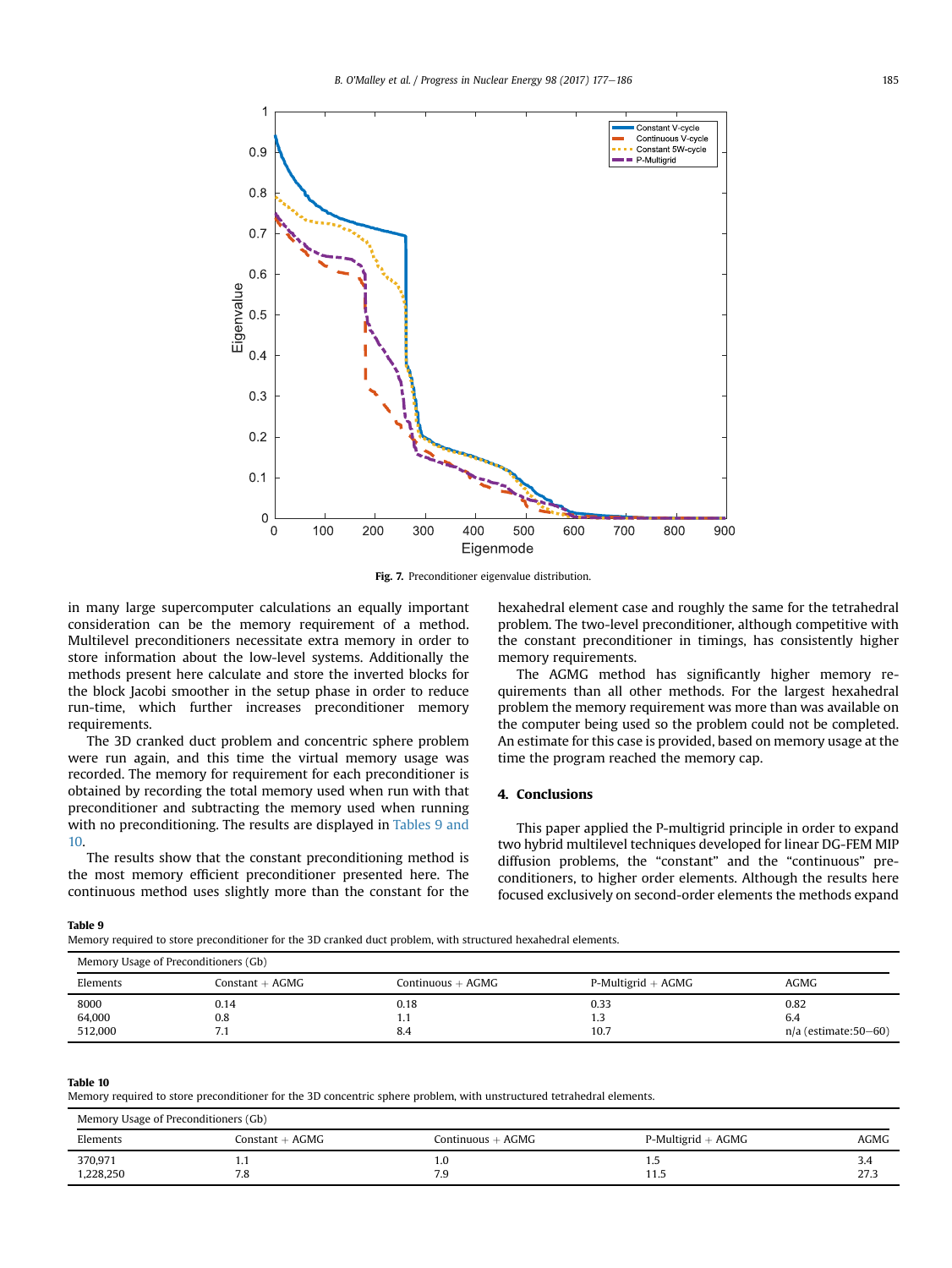Fig. 7. Preconditioner eigenvalue distribution.

in many large supercomputer calculations an equally important consideration can be the memory requirement of a method. Multilevel preconditioners necessitate extra memory in order to store information about the low-level systems. Additionally the methods present here calculate and store the inverted blocks for the block Jacobi smoother in the setup phase in order to reduce run-time, which further increases preconditioner memory requirements.

The 3D cranked duct problem and concentric sphere problem were run again, and this time the virtual memory usage was recorded. The memory for requirement for each preconditioner is obtained by recording the total memory used when run with that preconditioner and subtracting the memory used when running with no preconditioning. The results are displayed in Tables 9 and 10.

The results show that the constant preconditioning method is the most memory efficient preconditioner presented here. The continuous method uses slightly more than the constant for the hexahedral element case and roughly the same for the tetrahedral problem. The two-level preconditioner, although competitive with the constant preconditioner in timings, has consistently higher memory requirements.

The AGMG method has significantly higher memory requirements than all other methods. For the largest hexahedral problem the memory requirement was more than was available on the computer being used so the problem could not be completed. An estimate for this case is provided, based on memory usage at the time the program reached the memory cap.

## 4. Conclusions

This paper applied the P-multigrid principle in order to expand two hybrid multilevel techniques developed for linear DG-FEM MIP diffusion problems, the "constant" and the "continuous" preconditioners, to higher order elements. Although the results here focused exclusively on second-order elements the methods expand

**Table 9**
Memory required to store preconditioner for the 3D cranked duct problem, with structured hexahedral elements.

| Memory Usage of Preconditioners (Gb) | | | | |
|---|---|---|---|---|
| Elements | Constant + AGMG | Continuous + AGMG | P-Multigrid + AGMG | AGMG |
| 8000 | 0.14 | 0.18 | 0.33 | 0.82 |
| 64,000 | 0.8 | 1.1 | 1.3 | 6.4 |
| 512,000 | 7.1 | 8.4 | 10.7 | n/a (estimate:50–60) |

**Table 10**
Memory required to store preconditioner for the 3D concentric sphere problem, with unstructured tetrahedral elements.

| Memory Usage of Preconditioners (Gb) | | | | |
|---|---|---|---|---|
| Elements | Constant + AGMG | Continuous + AGMG | P-Multigrid + AGMG | AGMG |
| 370,971 | 1.1 | 1.0 | 1.5 | 3.4 |
| 1,228,250 | 7.8 | 7.9 | 11.5 | 27.3 |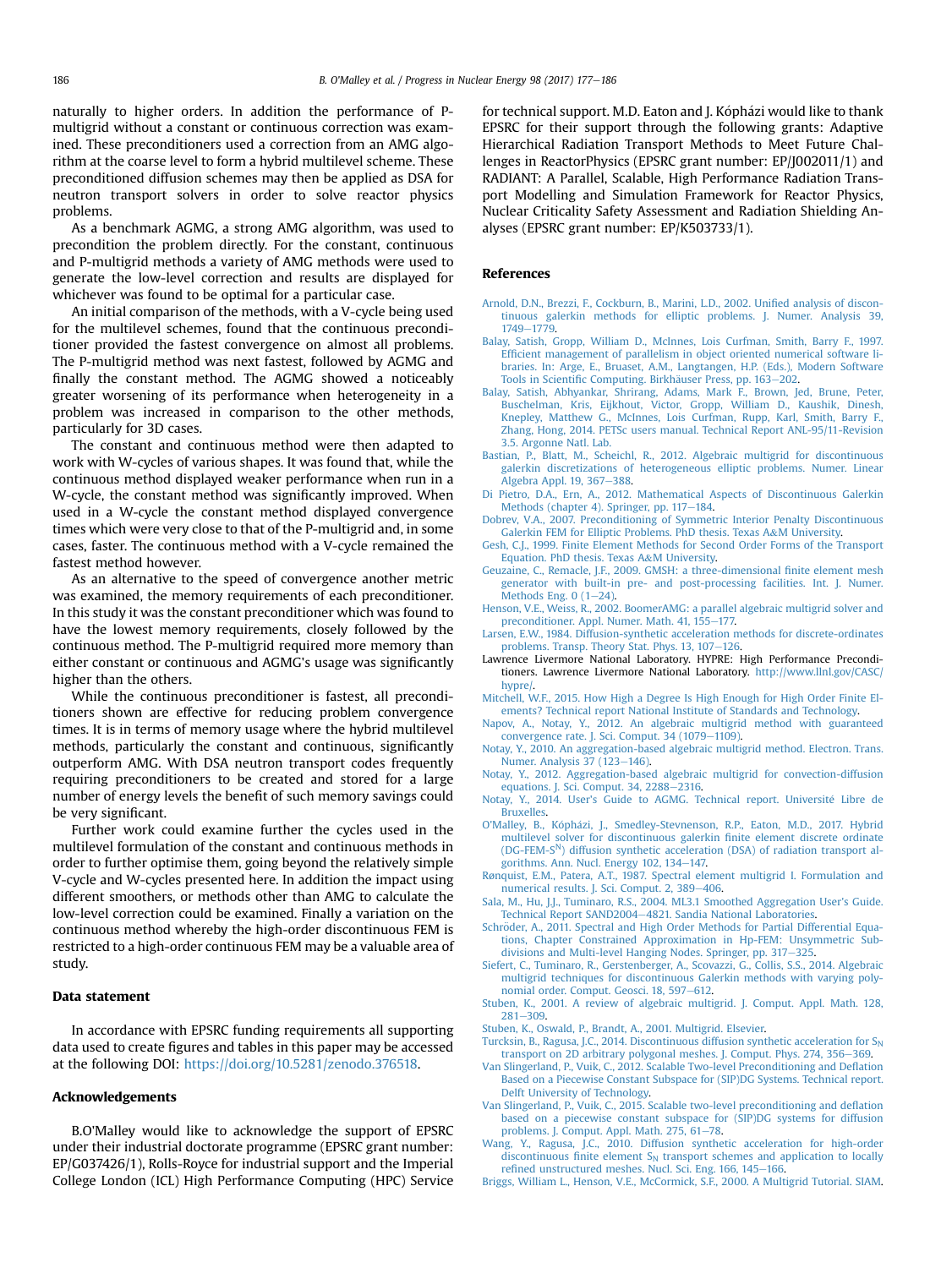naturally to higher orders. In addition the performance of P-multigrid without a constant or continuous correction was examined. These preconditioners used a correction from an AMG algorithm at the coarse level to form a hybrid multilevel scheme. These preconditioned diffusion schemes may then be applied as DSA for neutron transport solvers in order to solve reactor physics problems.

As a benchmark AGMG, a strong AMG algorithm, was used to precondition the problem directly. For the constant, continuous and P-multigrid methods a variety of AMG methods were used to generate the low-level correction and results are displayed for whichever was found to be optimal for a particular case.

An initial comparison of the methods, with a V-cycle being used for the multilevel schemes, found that the continuous preconditioner provided the fastest convergence on almost all problems. The P-multigrid method was next fastest, followed by AGMG and finally the constant method. The AGMG showed a noticeably greater worsening of its performance when heterogeneity in a problem was increased in comparison to the other methods, particularly for 3D cases.

The constant and continuous method were then adapted to work with W-cycles of various shapes. It was found that, while the continuous method displayed weaker performance when run in a W-cycle, the constant method was significantly improved. When used in a W-cycle the constant method displayed convergence times which were very close to that of the P-multigrid and, in some cases, faster. The continuous method with a V-cycle remained the fastest method however.

As an alternative to the speed of convergence another metric was examined, the memory requirements of each preconditioner. In this study it was the constant preconditioner which was found to have the lowest memory requirements, closely followed by the continuous method. The P-multigrid required more memory than either constant or continuous and AGMG's usage was significantly higher than the others.

While the continuous preconditioner is fastest, all preconditioners shown are effective for reducing problem convergence times. It is in terms of memory usage where the hybrid multilevel methods, particularly the constant and continuous, significantly outperform AMG. With DSA neutron transport codes frequently requiring preconditioners to be created and stored for a large number of energy levels the benefit of such memory savings could be very significant.

Further work could examine further the cycles used in the multilevel formulation of the constant and continuous methods in order to further optimise them, going beyond the relatively simple V-cycle and W-cycles presented here. In addition the impact using different smoothers, or methods other than AMG to calculate the low-level correction could be examined. Finally a variation on the continuous method whereby the high-order discontinuous FEM is restricted to a high-order continuous FEM may be a valuable area of study.

## Data statement

In accordance with EPSRC funding requirements all supporting data used to create figures and tables in this paper may be accessed at the following DOI: https://doi.org/10.5281/zenodo.376518.

## Acknowledgements

B.O'Malley would like to acknowledge the support of EPSRC under their industrial doctorate programme (EPSRC grant number: EP/G037426/1), Rolls-Royce for industrial support and the Imperial College London (ICL) High Performance Computing (HPC) Service for technical support. M.D. Eaton and J. Kópházi would like to thank EPSRC for their support through the following grants: Adaptive Hierarchical Radiation Transport Methods to Meet Future Challenges in ReactorPhysics (EPSRC grant number: EP/J002011/1) and RADIANT: A Parallel, Scalable, High Performance Radiation Transport Modelling and Simulation Framework for Reactor Physics, Nuclear Criticality Safety Assessment and Radiation Shielding Analyses (EPSRC grant number: EP/K503733/1).

## References

Arnold, D.N., Brezzi, F., Cockburn, B., Marini, L.D., 2002. Unified analysis of discontinuous galerkin methods for elliptic problems. J. Numer. Analysis 39, 1749–1779.

Balay, Satish, Gropp, William D., McInnes, Lois Curfman, Smith, Barry F., 1997. Efficient management of parallelism in object oriented numerical software libraries. In: Arge, E., Bruaset, A.M., Langtangen, H.P. (Eds.), Modern Software Tools in Scientific Computing. Birkhäuser Press, pp. 163–202.

Balay, Satish, Abhyankar, Shrirang, Adams, Mark F., Brown, Jed, Brune, Peter, Buschelman, Kris, Eijkhout, Victor, Gropp, William D., Kaushik, Dinesh, Knepley, Matthew G., McInnes, Lois Curfman, Rupp, Karl, Smith, Barry F., Zhang, Hong, 2014. PETSc users manual. Technical Report ANL-95/11-Revision 3.5. Argonne Natl. Lab.

Bastian, P., Blatt, M., Scheichl, R., 2012. Algebraic multigrid for discontinuous galerkin discretizations of heterogeneous elliptic problems. Numer. Linear Algebra Appl. 19, 367–388.

Di Pietro, D.A., Ern, A., 2012. Mathematical Aspects of Discontinuous Galerkin Methods (chapter 4). Springer, pp. 117–184.

Dobrev, V.A., 2007. Preconditioning of Symmetric Interior Penalty Discontinuous Galerkin FEM for Elliptic Problems. PhD thesis. Texas A&M University.

Gesh, C.J., 1999. Finite Element Methods for Second Order Forms of the Transport Equation. PhD thesis. Texas A&M University.

Geuzaine, C., Remacle, J.F., 2009. GMSH: a three-dimensional finite element mesh generator with built-in pre- and post-processing facilities. Int. J. Numer. Methods Eng. 0 (1–24).

Henson, V.E., Weiss, R., 2002. BoomerAMG: a parallel algebraic multigrid solver and preconditioner. Appl. Numer. Math. 41, 155–177.

Larsen, E.W., 1984. Diffusion-synthetic acceleration methods for discrete-ordinates problems. Transp. Theory Stat. Phys. 13, 107–126.

Lawrence Livermore National Laboratory. HYPRE: High Performance Preconditioners. Lawrence Livermore National Laboratory. http://www.llnl.gov/CASC/hypre/.

Mitchell, W.F., 2015. How High a Degree Is High Enough for High Order Finite Elements? Technical report National Institute of Standards and Technology.

Napov, A., Notay, Y., 2012. An algebraic multigrid method with guaranteed convergence rate. J. Sci. Comput. 34 (1079–1109).

Notay, Y., 2010. An aggregation-based algebraic multigrid method. Electron. Trans. Numer. Analysis 37 (123–146).

Notay, Y., 2012. Aggregation-based algebraic multigrid for convection-diffusion equations. J. Sci. Comput. 34, 2288–2316.

Notay, Y., 2014. User's Guide to AGMG. Technical report. Université Libre de Bruxelles.

O'Malley, B., Kópházi, J., Smedley-Stevnenson, R.P., Eaton, M.D., 2017. Hybrid multilevel solver for discontinuous galerkin finite element discrete ordinate (DG-FEM-$S^N$) diffusion synthetic acceleration (DSA) of radiation transport algorithms. Ann. Nucl. Energy 102, 134–147.

Rønquist, E.M., Patera, A.T., 1987. Spectral element multigrid I. Formulation and numerical results. J. Sci. Comput. 2, 389–406.

Sala, M., Hu, J.J., Tuminaro, R.S., 2004. ML3.1 Smoothed Aggregation User's Guide. Technical Report SAND2004–4821. Sandia National Laboratories.

Schröder, A., 2011. Spectral and High Order Methods for Partial Differential Equations, Chapter Constrained Approximation in Hp-FEM: Unsymmetric Subdivisions and Multi-level Hanging Nodes. Springer, pp. 317–325.

Siefert, C., Tuminaro, R., Gerstenberger, A., Scovazzi, G., Collis, S.S., 2014. Algebraic multigrid techniques for discontinuous Galerkin methods with varying polynomial order. Comput. Geosci. 18, 597–612.

Stuben, K., 2001. A review of algebraic multigrid. J. Comput. Appl. Math. 128, 281–309.

Stuben, K., Oswald, P., Brandt, A., 2001. Multigrid. Elsevier.

Turcksin, B., Ragusa, J.C., 2014. Discontinuous diffusion synthetic acceleration for $S_N$ transport on 2D arbitrary polygonal meshes. J. Comput. Phys. 274, 356–369.

Van Slingerland, P., Vuik, C., 2012. Scalable Two-level Preconditioning and Deflation Based on a Piecewise Constant Subspace for (SIP)DG Systems. Technical report. Delft University of Technology.

Van Slingerland, P., Vuik, C., 2015. Scalable two-level preconditioning and deflation based on a piecewise constant subspace for (SIP)DG systems for diffusion problems. J. Comput. Appl. Math. 275, 61–78.

Wang, Y., Ragusa, J.C., 2010. Diffusion synthetic acceleration for high-order discontinuous finite element $S_N$ transport schemes and application to locally refined unstructured meshes. Nucl. Sci. Eng. 166, 145–166.

Briggs, William L., Henson, V.E., McCormick, S.F., 2000. A Multigrid Tutorial. SIAM.